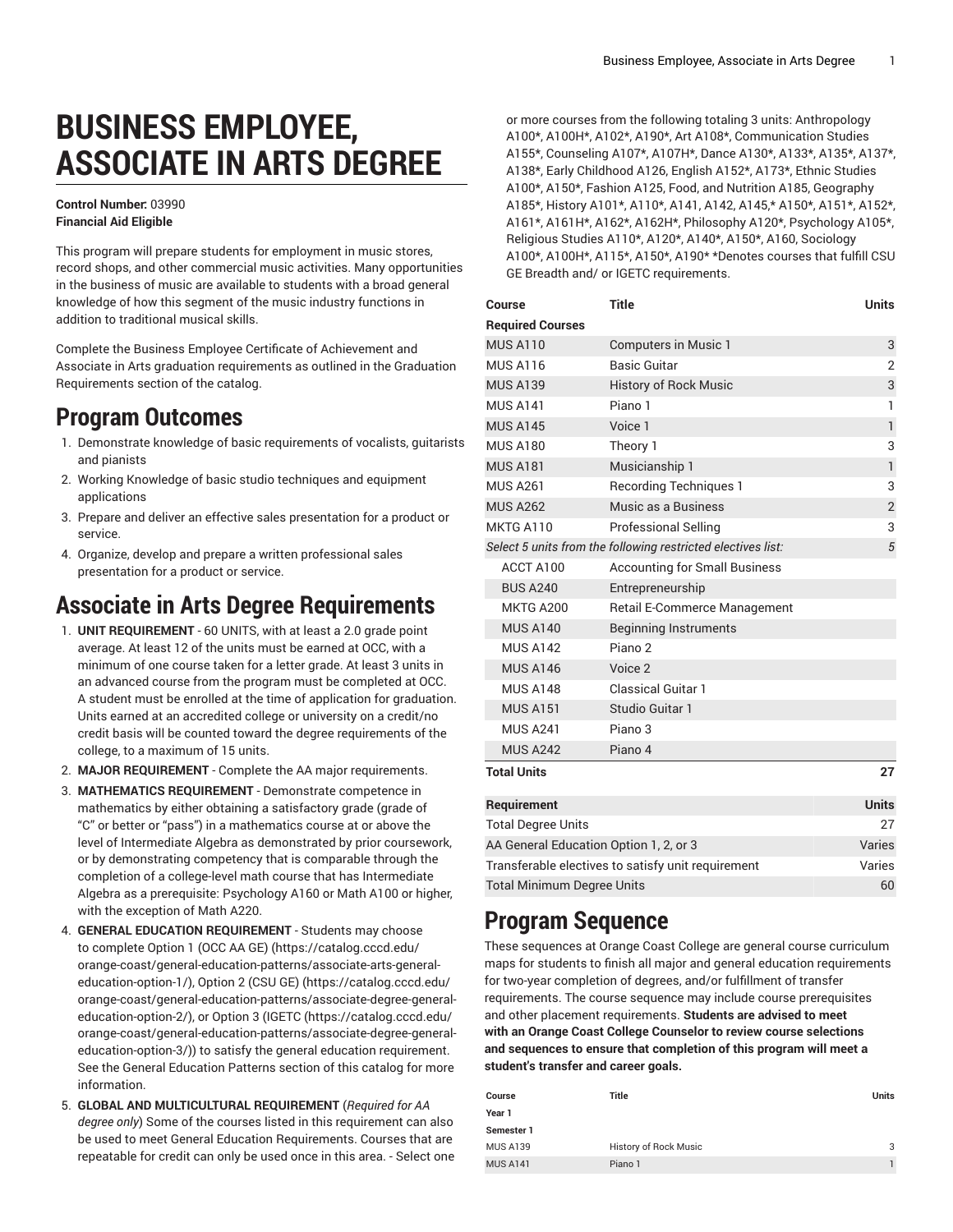# BUSINESS EMPLOYEE, ASSOCIATE IN ARTS DEGREE

**Control Number:** 03990
**Financial Aid Eligible**

This program will prepare students for employment in music stores, record shops, and other commercial music activities. Many opportunities in the business of music are available to students with a broad general knowledge of how this segment of the music industry functions in addition to traditional musical skills.

Complete the Business Employee Certificate of Achievement and Associate in Arts graduation requirements as outlined in the Graduation Requirements section of the catalog.

## Program Outcomes

1. Demonstrate knowledge of basic requirements of vocalists, guitarists and pianists
2. Working Knowledge of basic studio techniques and equipment applications
3. Prepare and deliver an effective sales presentation for a product or service.
4. Organize, develop and prepare a written professional sales presentation for a product or service.

## Associate in Arts Degree Requirements

1. **UNIT REQUIREMENT** - 60 UNITS, with at least a 2.0 grade point average. At least 12 of the units must be earned at OCC, with a minimum of one course taken for a letter grade. At least 3 units in an advanced course from the program must be completed at OCC. A student must be enrolled at the time of application for graduation. Units earned at an accredited college or university on a credit/no credit basis will be counted toward the degree requirements of the college, to a maximum of 15 units.
2. **MAJOR REQUIREMENT** - Complete the AA major requirements.
3. **MATHEMATICS REQUIREMENT** - Demonstrate competence in mathematics by either obtaining a satisfactory grade (grade of "C" or better or "pass") in a mathematics course at or above the level of Intermediate Algebra as demonstrated by prior coursework, or by demonstrating competency that is comparable through the completion of a college-level math course that has Intermediate Algebra as a prerequisite: Psychology A160 or Math A100 or higher, with the exception of Math A220.
4. **GENERAL EDUCATION REQUIREMENT** - Students may choose to complete Option 1 (OCC AA GE) (https://catalog.cccd.edu/orange-coast/general-education-patterns/associate-arts-general-education-option-1/), Option 2 (CSU GE) (https://catalog.cccd.edu/orange-coast/general-education-patterns/associate-degree-general-education-option-2/), or Option 3 (IGETC (https://catalog.cccd.edu/orange-coast/general-education-patterns/associate-degree-general-education-option-3/)) to satisfy the general education requirement. See the General Education Patterns section of this catalog for more information.
5. **GLOBAL AND MULTICULTURAL REQUIREMENT** (*Required for AA degree only*) Some of the courses listed in this requirement can also be used to meet General Education Requirements. Courses that are repeatable for credit can only be used once in this area. - Select one or more courses from the following totaling 3 units: Anthropology A100*, A100H*, A102*, A190*, Art A108*, Communication Studies A155*, Counseling A107*, A107H*, Dance A130*, A133*, A135*, A137*, A138*, Early Childhood A126, English A152*, A173*, Ethnic Studies A100*, A150*, Fashion A125, Food, and Nutrition A185, Geography A185*, History A101*, A110*, A141, A142, A145,* A150*, A151*, A152*, A161*, A161H*, A162*, A162H*, Philosophy A120*, Psychology A105*, Religious Studies A110*, A120*, A140*, A150*, A160, Sociology A100*, A100H*, A115*, A150*, A190* *Denotes courses that fulfill CSU GE Breadth and/ or IGETC requirements.

| Course | Title | Units |
|---|---|---|
| **Required Courses** | | |
| MUS A110 | Computers in Music 1 | 3 |
| MUS A116 | Basic Guitar | 2 |
| MUS A139 | History of Rock Music | 3 |
| MUS A141 | Piano 1 | 1 |
| MUS A145 | Voice 1 | 1 |
| MUS A180 | Theory 1 | 3 |
| MUS A181 | Musicianship 1 | 1 |
| MUS A261 | Recording Techniques 1 | 3 |
| MUS A262 | Music as a Business | 2 |
| MKTG A110 | Professional Selling | 3 |
| *Select 5 units from the following restricted electives list:* | | *5* |
| ACCT A100 | Accounting for Small Business | |
| BUS A240 | Entrepreneurship | |
| MKTG A200 | Retail E-Commerce Management | |
| MUS A140 | Beginning Instruments | |
| MUS A142 | Piano 2 | |
| MUS A146 | Voice 2 | |
| MUS A148 | Classical Guitar 1 | |
| MUS A151 | Studio Guitar 1 | |
| MUS A241 | Piano 3 | |
| MUS A242 | Piano 4 | |
| **Total Units** | | **27** |

| Requirement | Units |
|---|---|
| Total Degree Units | 27 |
| AA General Education Option 1, 2, or 3 | Varies |
| Transferable electives to satisfy unit requirement | Varies |
| Total Minimum Degree Units | 60 |

## Program Sequence

These sequences at Orange Coast College are general course curriculum maps for students to finish all major and general education requirements for two-year completion of degrees, and/or fulfillment of transfer requirements. The course sequence may include course prerequisites and other placement requirements. **Students are advised to meet with an Orange Coast College Counselor to review course selections and sequences to ensure that completion of this program will meet a student's transfer and career goals.**

| Course | Title | Units |
|---|---|---|
| **Year 1** | | |
| **Semester 1** | | |
| MUS A139 | History of Rock Music | 3 |
| MUS A141 | Piano 1 | 1 |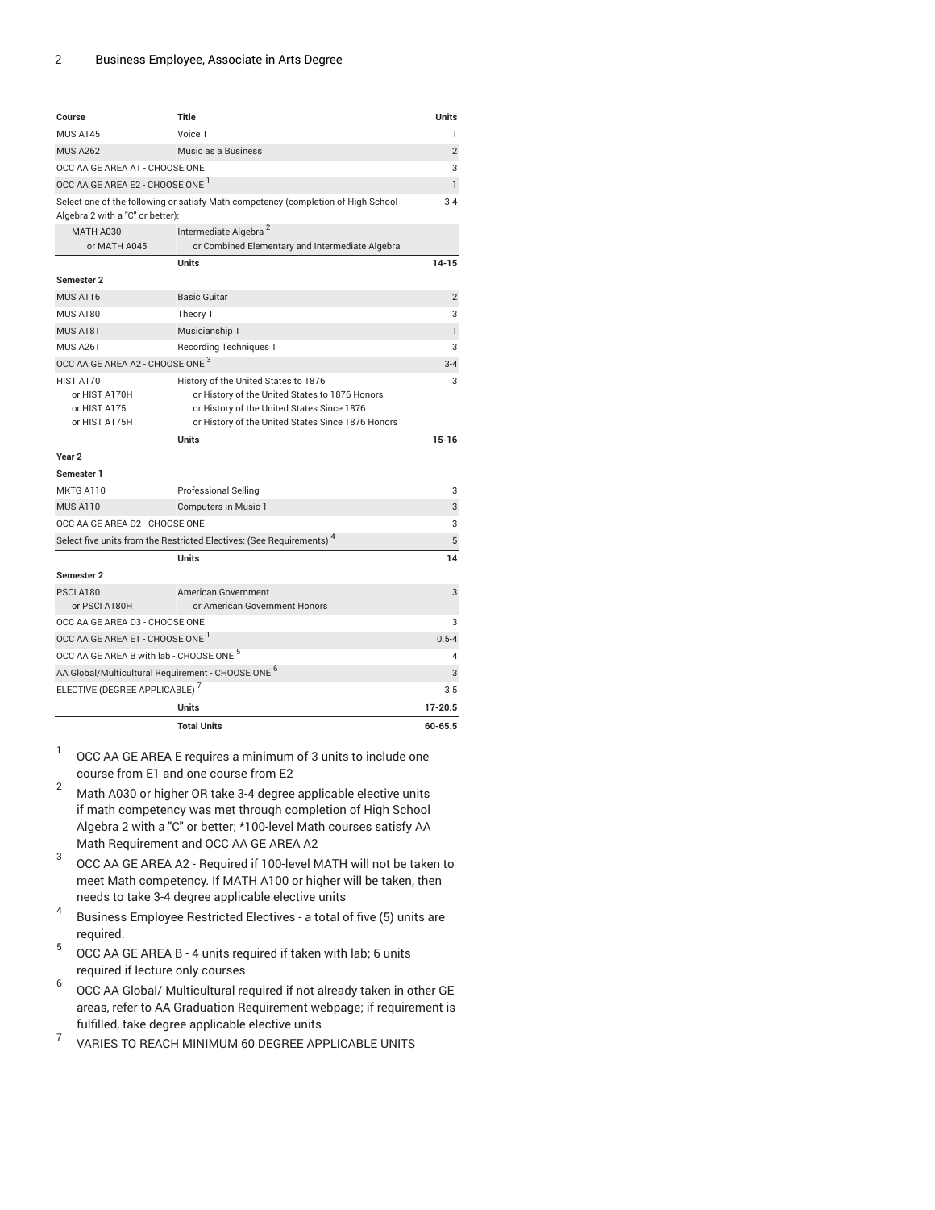| Course | Title | Units |
|---|---|---|
| MUS A145 | Voice 1 | 1 |
| MUS A262 | Music as a Business | 2 |
| OCC AA GE AREA A1 - CHOOSE ONE | | 3 |
| OCC AA GE AREA E2 - CHOOSE ONE [1] | | 1 |
| Select one of the following or satisfy Math competency (completion of High School Algebra 2 with a "C" or better): | | 3-4 |
| MATH A030 | Intermediate Algebra [2] | |
| or MATH A045 | or Combined Elementary and Intermediate Algebra | |
| | **Units** | **14-15** |
| **Semester 2** | | |
| MUS A116 | Basic Guitar | 2 |
| MUS A180 | Theory 1 | 3 |
| MUS A181 | Musicianship 1 | 1 |
| MUS A261 | Recording Techniques 1 | 3 |
| OCC AA GE AREA A2 - CHOOSE ONE [3] | | 3-4 |
| HIST A170<br>or HIST A170H<br>or HIST A175<br>or HIST A175H | History of the United States to 1876<br>or History of the United States to 1876 Honors<br>or History of the United States Since 1876<br>or History of the United States Since 1876 Honors | 3 |
| | **Units** | **15-16** |
| **Year 2** | | |
| **Semester 1** | | |
| MKTG A110 | Professional Selling | 3 |
| MUS A110 | Computers in Music 1 | 3 |
| OCC AA GE AREA D2 - CHOOSE ONE | | 3 |
| Select five units from the Restricted Electives: (See Requirements) [4] | | 5 |
| | **Units** | **14** |
| **Semester 2** | | |
| PSCI A180<br>or PSCI A180H | American Government<br>or American Government Honors | 3 |
| OCC AA GE AREA D3 - CHOOSE ONE | | 3 |
| OCC AA GE AREA E1 - CHOOSE ONE [1] | | 0.5-4 |
| OCC AA GE AREA B with lab - CHOOSE ONE [5] | | 4 |
| AA Global/Multicultural Requirement - CHOOSE ONE [6] | | 3 |
| ELECTIVE (DEGREE APPLICABLE) [7] | | 3.5 |
| | **Units** | **17-20.5** |
| | **Total Units** | **60-65.5** |

1. OCC AA GE AREA E requires a minimum of 3 units to include one course from E1 and one course from E2
2. Math A030 or higher OR take 3-4 degree applicable elective units if math competency was met through completion of High School Algebra 2 with a "C" or better; *100-level Math courses satisfy AA Math Requirement and OCC AA GE AREA A2
3. OCC AA GE AREA A2 - Required if 100-level MATH will not be taken to meet Math competency. If MATH A100 or higher will be taken, then needs to take 3-4 degree applicable elective units
4. Business Employee Restricted Electives - a total of five (5) units are required.
5. OCC AA GE AREA B - 4 units required if taken with lab; 6 units required if lecture only courses
6. OCC AA Global/ Multicultural required if not already taken in other GE areas, refer to AA Graduation Requirement webpage; if requirement is fulfilled, take degree applicable elective units
7. VARIES TO REACH MINIMUM 60 DEGREE APPLICABLE UNITS